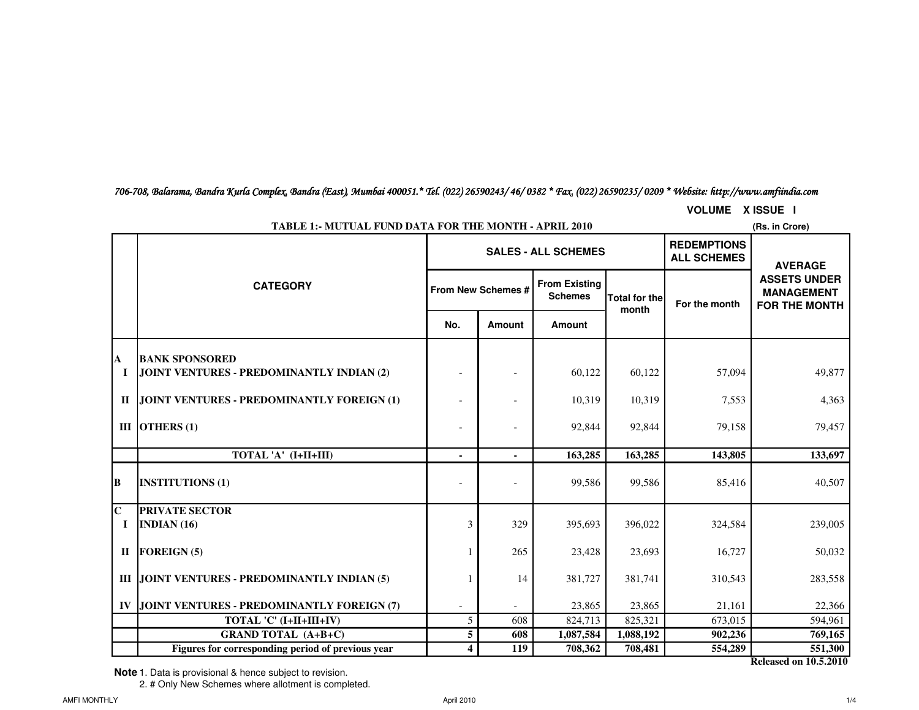*706-708, Balarama, Bandra Kurla Complex, Bandra (East), Mumbai 400051.* Tel. (022) 26590243/ 46/ 0382 * Fax. (022) 26590235/ 0209 * Website: http://www.amfiindia.com*

**VOLUME X ISSUE I**

**TABLE 1:- MUTUAL FUND DATA FOR THE MONTH - APRIL 2010**

(Rs. in Crore)

| | CATEGORY | SALES - ALL SCHEMES | | | | REDEMPTIONS ALL SCHEMES | AVERAGE ASSETS UNDER MANAGEMENT FOR THE MONTH |
|---|---|---|---|---|---|---|---|
| | | From New Schemes # | | From Existing Schemes | Total for the month | For the month | |
| | | No. | Amount | Amount | | | |
| **A** | **BANK SPONSORED** | | | | | | |
| **I** | **JOINT VENTURES - PREDOMINANTLY INDIAN (2)** | - | - | 60,122 | 60,122 | 57,094 | 49,877 |
| **II** | **JOINT VENTURES - PREDOMINANTLY FOREIGN (1)** | - | - | 10,319 | 10,319 | 7,553 | 4,363 |
| **III** | **OTHERS (1)** | - | - | 92,844 | 92,844 | 79,158 | 79,457 |
| | **TOTAL 'A' (I+II+III)** | **-** | **-** | **163,285** | **163,285** | **143,805** | **133,697** |
| **B** | **INSTITUTIONS (1)** | - | - | 99,586 | 99,586 | 85,416 | 40,507 |
| **C** | **PRIVATE SECTOR** | | | | | | |
| **I** | **INDIAN (16)** | 3 | 329 | 395,693 | 396,022 | 324,584 | 239,005 |
| **II** | **FOREIGN (5)** | 1 | 265 | 23,428 | 23,693 | 16,727 | 50,032 |
| **III** | **JOINT VENTURES - PREDOMINANTLY INDIAN (5)** | 1 | 14 | 381,727 | 381,741 | 310,543 | 283,558 |
| **IV** | **JOINT VENTURES - PREDOMINANTLY FOREIGN (7)** | - | - | 23,865 | 23,865 | 21,161 | 22,366 |
| | **TOTAL 'C' (I+II+III+IV)** | 5 | 608 | 824,713 | 825,321 | 673,015 | 594,961 |
| | **GRAND TOTAL (A+B+C)** | **5** | **608** | **1,087,584** | **1,088,192** | **902,236** | **769,165** |
| | **Figures for corresponding period of previous year** | **4** | **119** | **708,362** | **708,481** | **554,289** | **551,300** |

**Released on 10.5.2010**

**Note** 1. Data is provisional & hence subject to revision.
2. # Only New Schemes where allotment is completed.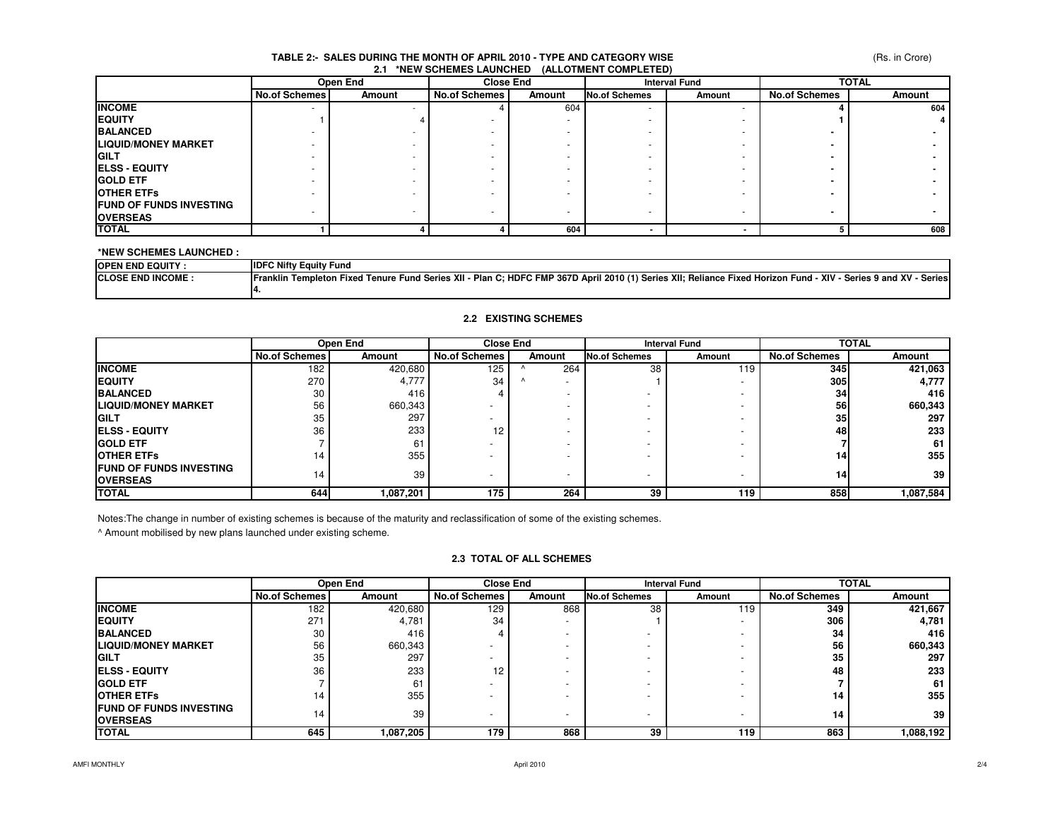## TABLE 2:- SALES DURING THE MONTH OF APRIL 2010 - TYPE AND CATEGORY WISE

(Rs. in Crore)

### 2.1 *NEW SCHEMES LAUNCHED (ALLOTMENT COMPLETED)

| | Open End | | Close End | | Interval Fund | | TOTAL | |
|---|---|---|---|---|---|---|---|---|
| | No.of Schemes | Amount | No.of Schemes | Amount | No.of Schemes | Amount | No.of Schemes | Amount |
| **INCOME** | - | - | 4 | 604 | - | - | 4 | 604 |
| **EQUITY** | 1 | 4 | - | - | - | - | 1 | 4 |
| **BALANCED** | - | - | - | - | - | - | - | - |
| **LIQUID/MONEY MARKET** | - | - | - | - | - | - | - | - |
| **GILT** | - | - | - | - | - | - | - | - |
| **ELSS - EQUITY** | - | - | - | - | - | - | - | - |
| **GOLD ETF** | - | - | - | - | - | - | - | - |
| **OTHER ETFs** | - | - | - | - | - | - | - | - |
| **FUND OF FUNDS INVESTING OVERSEAS** | - | - | - | - | - | - | - | - |
| **TOTAL** | 1 | 4 | 4 | 604 | - | - | 5 | 608 |

**\*NEW SCHEMES LAUNCHED :**

| | |
|---|---|
| **OPEN END EQUITY :** | **IDFC Nifty Equity Fund** |
| **CLOSE END INCOME :** | **Franklin Templeton Fixed Tenure Fund Series XII - Plan C; HDFC FMP 367D April 2010 (1) Series XII; Reliance Fixed Horizon Fund - XIV - Series 9 and XV - Series 4.** |

### 2.2 EXISTING SCHEMES

| | Open End | | Close End | | Interval Fund | | TOTAL | |
|---|---|---|---|---|---|---|---|---|
| | No.of Schemes | Amount | No.of Schemes | Amount | No.of Schemes | Amount | No.of Schemes | Amount |
| **INCOME** | 182 | 420,680 | 125 | ^ 264 | 38 | 119 | 345 | 421,063 |
| **EQUITY** | 270 | 4,777 | 34 | ^ - | 1 | - | 305 | 4,777 |
| **BALANCED** | 30 | 416 | 4 | - | - | - | 34 | 416 |
| **LIQUID/MONEY MARKET** | 56 | 660,343 | - | - | - | - | 56 | 660,343 |
| **GILT** | 35 | 297 | - | - | - | - | 35 | 297 |
| **ELSS - EQUITY** | 36 | 233 | 12 | - | - | - | 48 | 233 |
| **GOLD ETF** | 7 | 61 | - | - | - | - | 7 | 61 |
| **OTHER ETFs** | 14 | 355 | - | - | - | - | 14 | 355 |
| **FUND OF FUNDS INVESTING OVERSEAS** | 14 | 39 | - | - | - | - | 14 | 39 |
| **TOTAL** | 644 | 1,087,201 | 175 | 264 | 39 | 119 | 858 | 1,087,584 |

Notes:The change in number of existing schemes is because of the maturity and reclassification of some of the existing schemes.

^ Amount mobilised by new plans launched under existing scheme.

### 2.3 TOTAL OF ALL SCHEMES

| | Open End | | Close End | | Interval Fund | | TOTAL | |
|---|---|---|---|---|---|---|---|---|
| | No.of Schemes | Amount | No.of Schemes | Amount | No.of Schemes | Amount | No.of Schemes | Amount |
| **INCOME** | 182 | 420,680 | 129 | 868 | 38 | 119 | 349 | 421,667 |
| **EQUITY** | 271 | 4,781 | 34 | - | 1 | - | 306 | 4,781 |
| **BALANCED** | 30 | 416 | 4 | - | - | - | 34 | 416 |
| **LIQUID/MONEY MARKET** | 56 | 660,343 | - | - | - | - | 56 | 660,343 |
| **GILT** | 35 | 297 | - | - | - | - | 35 | 297 |
| **ELSS - EQUITY** | 36 | 233 | 12 | - | - | - | 48 | 233 |
| **GOLD ETF** | 7 | 61 | - | - | - | - | 7 | 61 |
| **OTHER ETFs** | 14 | 355 | - | - | - | - | 14 | 355 |
| **FUND OF FUNDS INVESTING OVERSEAS** | 14 | 39 | - | - | - | - | 14 | 39 |
| **TOTAL** | 645 | 1,087,205 | 179 | 868 | 39 | 119 | 863 | 1,088,192 |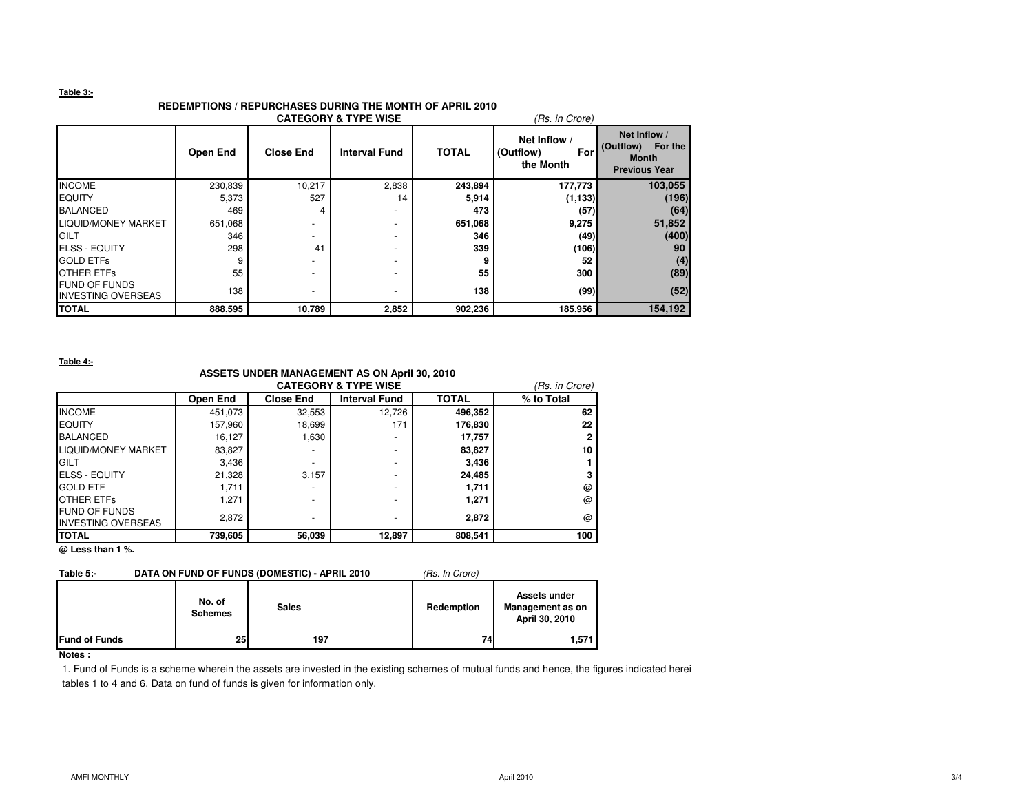**Table 3:-**

**REDEMPTIONS / REPURCHASES DURING THE MONTH OF APRIL 2010**

**CATEGORY & TYPE WISE** *(Rs. in Crore)*

| | Open End | Close End | Interval Fund | TOTAL | Net Inflow / (Outflow) For the Month | Net Inflow / (Outflow) For the Month Previous Year |
|---|---|---|---|---|---|---|
| INCOME | 230,839 | 10,217 | 2,838 | **243,894** | **177,773** | **103,055** |
| EQUITY | 5,373 | 527 | 14 | **5,914** | **(1,133)** | **(196)** |
| BALANCED | 469 | 4 | - | **473** | **(57)** | **(64)** |
| LIQUID/MONEY MARKET | 651,068 | - | - | **651,068** | **9,275** | **51,852** |
| GILT | 346 | - | - | **346** | **(49)** | **(400)** |
| ELSS - EQUITY | 298 | 41 | - | **339** | **(106)** | **90** |
| GOLD ETFs | 9 | - | - | **9** | **52** | **(4)** |
| OTHER ETFs | 55 | - | - | **55** | **300** | **(89)** |
| FUND OF FUNDS INVESTING OVERSEAS | 138 | - | - | **138** | **(99)** | **(52)** |
| **TOTAL** | **888,595** | **10,789** | **2,852** | **902,236** | **185,956** | **154,192** |

**Table 4:-**

**ASSETS UNDER MANAGEMENT AS ON April 30, 2010**

**CATEGORY & TYPE WISE** *(Rs. in Crore)*

| | Open End | Close End | Interval Fund | TOTAL | % to Total |
|---|---|---|---|---|---|
| INCOME | 451,073 | 32,553 | 12,726 | **496,352** | **62** |
| EQUITY | 157,960 | 18,699 | 171 | **176,830** | **22** |
| BALANCED | 16,127 | 1,630 | - | **17,757** | **2** |
| LIQUID/MONEY MARKET | 83,827 | - | - | **83,827** | **10** |
| GILT | 3,436 | - | - | **3,436** | **1** |
| ELSS - EQUITY | 21,328 | 3,157 | - | **24,485** | **3** |
| GOLD ETF | 1,711 | - | - | **1,711** | **@** |
| OTHER ETFs | 1,271 | - | - | **1,271** | **@** |
| FUND OF FUNDS INVESTING OVERSEAS | 2,872 | - | - | **2,872** | **@** |
| **TOTAL** | **739,605** | **56,039** | **12,897** | **808,541** | **100** |

**@ Less than 1 %.**

**Table 5:- DATA ON FUND OF FUNDS (DOMESTIC) - APRIL 2010** *(Rs. In Crore)*

| | No. of Schemes | Sales | Redemption | Assets under Management as on April 30, 2010 |
|---|---|---|---|---|
| **Fund of Funds** | **25** | **197** | **74** | **1,571** |

**Notes :**

1. Fund of Funds is a scheme wherein the assets are invested in the existing schemes of mutual funds and hence, the figures indicated herei tables 1 to 4 and 6. Data on fund of funds is given for information only.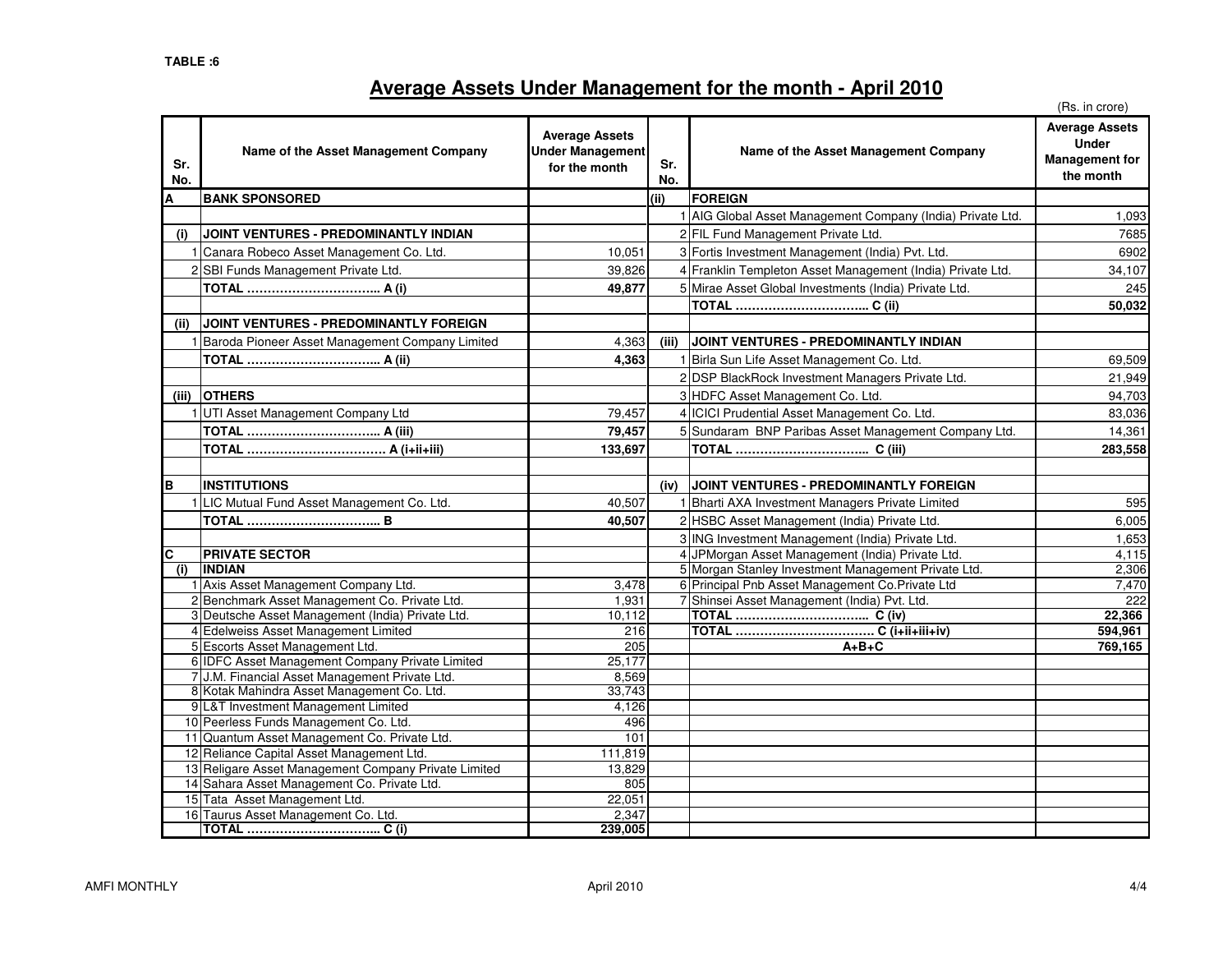TABLE :6

## Average Assets Under Management for the month - April 2010

(Rs. in crore)

| Sr. No. | Name of the Asset Management Company | Average Assets Under Management for the month | Sr. No. | Name of the Asset Management Company | Average Assets Under Management for the month |
|---|---|---|---|---|---|
| **A** | **BANK SPONSORED** | | **(ii)** | **FOREIGN** | |
| | | | 1 | AIG Global Asset Management Company (India) Private Ltd. | 1,093 |
| **(i)** | **JOINT VENTURES - PREDOMINANTLY INDIAN** | | 2 | FIL Fund Management Private Ltd. | 7685 |
| 1 | Canara Robeco Asset Management Co. Ltd. | 10,051 | 3 | Fortis Investment Management (India) Pvt. Ltd. | 6902 |
| 2 | SBI Funds Management Private Ltd. | 39,826 | 4 | Franklin Templeton Asset Management (India) Private Ltd. | 34,107 |
| | **TOTAL ………………………….. A (i)** | **49,877** | 5 | Mirae Asset Global Investments (India) Private Ltd. | 245 |
| | | | | **TOTAL ………………………….. C (ii)** | **50,032** |
| **(ii)** | **JOINT VENTURES - PREDOMINANTLY FOREIGN** | | | | |
| 1 | Baroda Pioneer Asset Management Company Limited | 4,363 | **(iii)** | **JOINT VENTURES - PREDOMINANTLY INDIAN** | |
| | **TOTAL ………………………….. A (ii)** | **4,363** | 1 | Birla Sun Life Asset Management Co. Ltd. | 69,509 |
| | | | 2 | DSP BlackRock Investment Managers Private Ltd. | 21,949 |
| **(iii)** | **OTHERS** | | 3 | HDFC Asset Management Co. Ltd. | 94,703 |
| 1 | UTI Asset Management Company Ltd | 79,457 | 4 | ICICI Prudential Asset Management Co. Ltd. | 83,036 |
| | **TOTAL ………………………….. A (iii)** | **79,457** | 5 | Sundaram BNP Paribas Asset Management Company Ltd. | 14,361 |
| | **TOTAL ……………………………. A (i+ii+iii)** | **133,697** | | **TOTAL ………………………….. C (iii)** | **283,558** |
| | | | | | |
| **B** | **INSTITUTIONS** | | **(iv)** | **JOINT VENTURES - PREDOMINANTLY FOREIGN** | |
| 1 | LIC Mutual Fund Asset Management Co. Ltd. | 40,507 | 1 | Bharti AXA Investment Managers Private Limited | 595 |
| | **TOTAL ………………………….. B** | **40,507** | 2 | HSBC Asset Management (India) Private Ltd. | 6,005 |
| | | | 3 | ING Investment Management (India) Private Ltd. | 1,653 |
| **C** | **PRIVATE SECTOR** | | 4 | JPMorgan Asset Management (India) Private Ltd. | 4,115 |
| **(i)** | **INDIAN** | | 5 | Morgan Stanley Investment Management Private Ltd. | 2,306 |
| 1 | Axis Asset Management Company Ltd. | 3,478 | 6 | Principal Pnb Asset Management Co.Private Ltd | 7,470 |
| 2 | Benchmark Asset Management Co. Private Ltd. | 1,931 | 7 | Shinsei Asset Management (India) Pvt. Ltd. | 222 |
| 3 | Deutsche Asset Management (India) Private Ltd. | 10,112 | | **TOTAL ………………………….. C (iv)** | **22,366** |
| 4 | Edelweiss Asset Management Limited | 216 | | **TOTAL ……………………………. C (i+ii+iii+iv)** | **594,961** |
| 5 | Escorts Asset Management Ltd. | 205 | | **A+B+C** | **769,165** |
| 6 | IDFC Asset Management Company Private Limited | 25,177 | | | |
| 7 | J.M. Financial Asset Management Private Ltd. | 8,569 | | | |
| 8 | Kotak Mahindra Asset Management Co. Ltd. | 33,743 | | | |
| 9 | L&T Investment Management Limited | 4,126 | | | |
| 10 | Peerless Funds Management Co. Ltd. | 496 | | | |
| 11 | Quantum Asset Management Co. Private Ltd. | 101 | | | |
| 12 | Reliance Capital Asset Management Ltd. | 111,819 | | | |
| 13 | Religare Asset Management Company Private Limited | 13,829 | | | |
| 14 | Sahara Asset Management Co. Private Ltd. | 805 | | | |
| 15 | Tata Asset Management Ltd. | 22,051 | | | |
| 16 | Taurus Asset Management Co. Ltd. | 2,347 | | | |
| | **TOTAL ………………………….. C (i)** | **239,005** | | | |